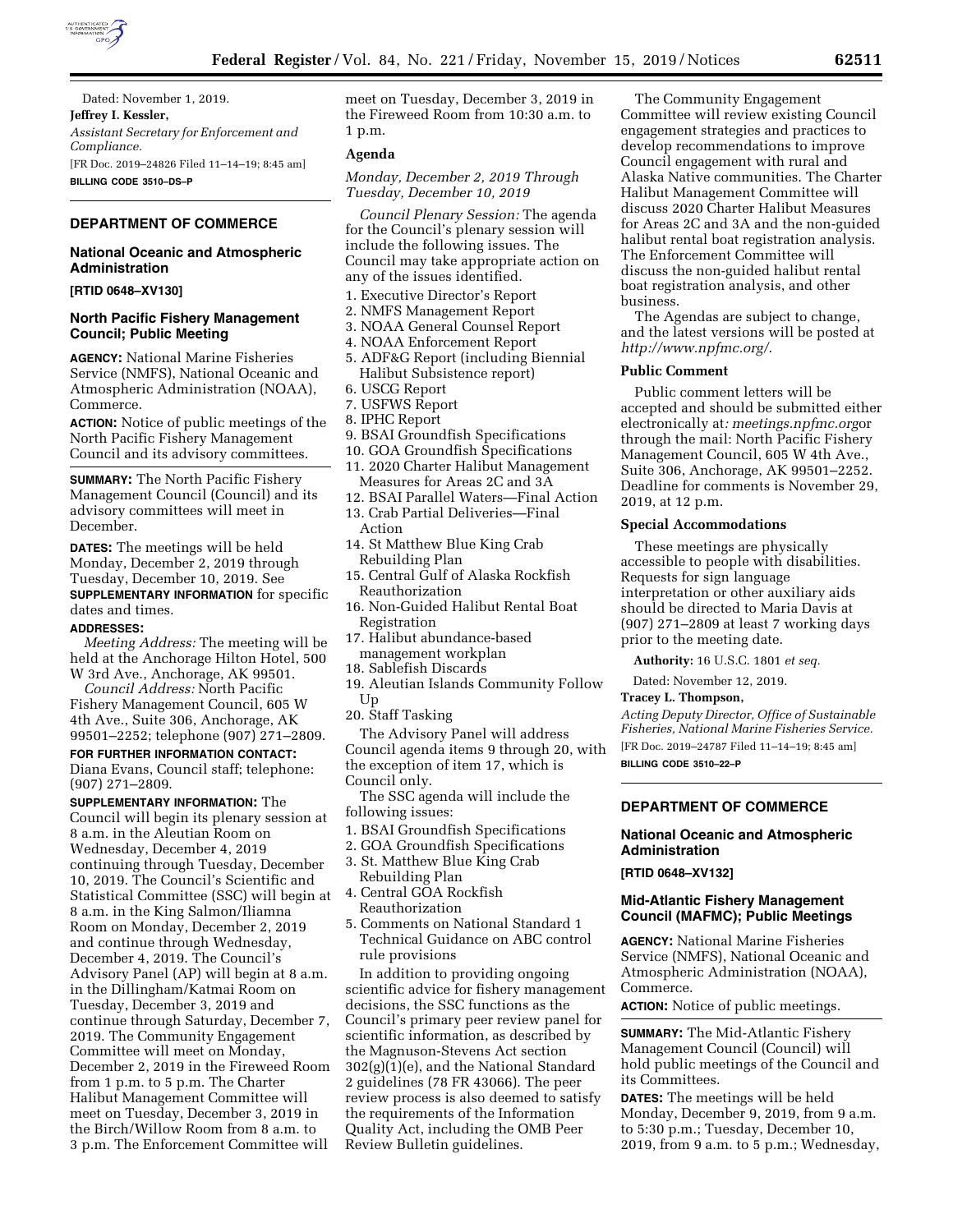Dated: November 1, 2019.

**Jeffrey I. Kessler,**

*Assistant Secretary for Enforcement and Compliance.*

[FR Doc. 2019–24826 Filed 11–14–19; 8:45 am]

**BILLING CODE 3510–DS–P**

## DEPARTMENT OF COMMERCE

### National Oceanic and Atmospheric Administration

**[RTID 0648–XV130]**

### North Pacific Fishery Management Council; Public Meeting

**AGENCY:** National Marine Fisheries Service (NMFS), National Oceanic and Atmospheric Administration (NOAA), Commerce.

**ACTION:** Notice of public meetings of the North Pacific Fishery Management Council and its advisory committees.

**SUMMARY:** The North Pacific Fishery Management Council (Council) and its advisory committees will meet in December.

**DATES:** The meetings will be held Monday, December 2, 2019 through Tuesday, December 10, 2019. See **SUPPLEMENTARY INFORMATION** for specific dates and times.

**ADDRESSES:**

*Meeting Address:* The meeting will be held at the Anchorage Hilton Hotel, 500 W 3rd Ave., Anchorage, AK 99501.

*Council Address:* North Pacific Fishery Management Council, 605 W 4th Ave., Suite 306, Anchorage, AK 99501–2252; telephone (907) 271–2809.

**FOR FURTHER INFORMATION CONTACT:** Diana Evans, Council staff; telephone: (907) 271–2809.

**SUPPLEMENTARY INFORMATION:** The Council will begin its plenary session at 8 a.m. in the Aleutian Room on Wednesday, December 4, 2019 continuing through Tuesday, December 10, 2019. The Council's Scientific and Statistical Committee (SSC) will begin at 8 a.m. in the King Salmon/Iliamna Room on Monday, December 2, 2019 and continue through Wednesday, December 4, 2019. The Council's Advisory Panel (AP) will begin at 8 a.m. in the Dillingham/Katmai Room on Tuesday, December 3, 2019 and continue through Saturday, December 7, 2019. The Community Engagement Committee will meet on Monday, December 2, 2019 in the Fireweed Room from 1 p.m. to 5 p.m. The Charter Halibut Management Committee will meet on Tuesday, December 3, 2019 in the Birch/Willow Room from 8 a.m. to 3 p.m. The Enforcement Committee will meet on Tuesday, December 3, 2019 in the Fireweed Room from 10:30 a.m. to 1 p.m.

#### Agenda

*Monday, December 2, 2019 Through Tuesday, December 10, 2019*

*Council Plenary Session:* The agenda for the Council's plenary session will include the following issues. The Council may take appropriate action on any of the issues identified.

1. Executive Director's Report
2. NMFS Management Report
3. NOAA General Counsel Report
4. NOAA Enforcement Report
5. ADF&G Report (including Biennial Halibut Subsistence report)
6. USCG Report
7. USFWS Report
8. IPHC Report
9. BSAI Groundfish Specifications
10. GOA Groundfish Specifications
11. 2020 Charter Halibut Management Measures for Areas 2C and 3A
12. BSAI Parallel Waters—Final Action
13. Crab Partial Deliveries—Final Action
14. St Matthew Blue King Crab Rebuilding Plan
15. Central Gulf of Alaska Rockfish Reauthorization
16. Non-Guided Halibut Rental Boat Registration
17. Halibut abundance-based management workplan
18. Sablefish Discards
19. Aleutian Islands Community Follow Up
20. Staff Tasking

The Advisory Panel will address Council agenda items 9 through 20, with the exception of item 17, which is Council only.

The SSC agenda will include the following issues:

1. BSAI Groundfish Specifications
2. GOA Groundfish Specifications
3. St. Matthew Blue King Crab Rebuilding Plan
4. Central GOA Rockfish Reauthorization
5. Comments on National Standard 1 Technical Guidance on ABC control rule provisions

In addition to providing ongoing scientific advice for fishery management decisions, the SSC functions as the Council's primary peer review panel for scientific information, as described by the Magnuson-Stevens Act section 302(g)(1)(e), and the National Standard 2 guidelines (78 FR 43066). The peer review process is also deemed to satisfy the requirements of the Information Quality Act, including the OMB Peer Review Bulletin guidelines.

The Community Engagement Committee will review existing Council engagement strategies and practices to develop recommendations to improve Council engagement with rural and Alaska Native communities. The Charter Halibut Management Committee will discuss 2020 Charter Halibut Measures for Areas 2C and 3A and the non-guided halibut rental boat registration analysis. The Enforcement Committee will discuss the non-guided halibut rental boat registration analysis, and other business.

The Agendas are subject to change, and the latest versions will be posted at *http://www.npfmc.org/*.

#### Public Comment

Public comment letters will be accepted and should be submitted either electronically at*: meetings.npfmc.org*or through the mail: North Pacific Fishery Management Council, 605 W 4th Ave., Suite 306, Anchorage, AK 99501–2252. Deadline for comments is November 29, 2019, at 12 p.m.

#### Special Accommodations

These meetings are physically accessible to people with disabilities. Requests for sign language interpretation or other auxiliary aids should be directed to Maria Davis at (907) 271–2809 at least 7 working days prior to the meeting date.

**Authority:** 16 U.S.C. 1801 *et seq.*

Dated: November 12, 2019.

**Tracey L. Thompson,**

*Acting Deputy Director, Office of Sustainable Fisheries, National Marine Fisheries Service.*

[FR Doc. 2019–24787 Filed 11–14–19; 8:45 am]

**BILLING CODE 3510–22–P**

## DEPARTMENT OF COMMERCE

### National Oceanic and Atmospheric Administration

**[RTID 0648–XV132]**

### Mid-Atlantic Fishery Management Council (MAFMC); Public Meetings

**AGENCY:** National Marine Fisheries Service (NMFS), National Oceanic and Atmospheric Administration (NOAA), Commerce.

**ACTION:** Notice of public meetings.

**SUMMARY:** The Mid-Atlantic Fishery Management Council (Council) will hold public meetings of the Council and its Committees.

**DATES:** The meetings will be held Monday, December 9, 2019, from 9 a.m. to 5:30 p.m.; Tuesday, December 10, 2019, from 9 a.m. to 5 p.m.; Wednesday,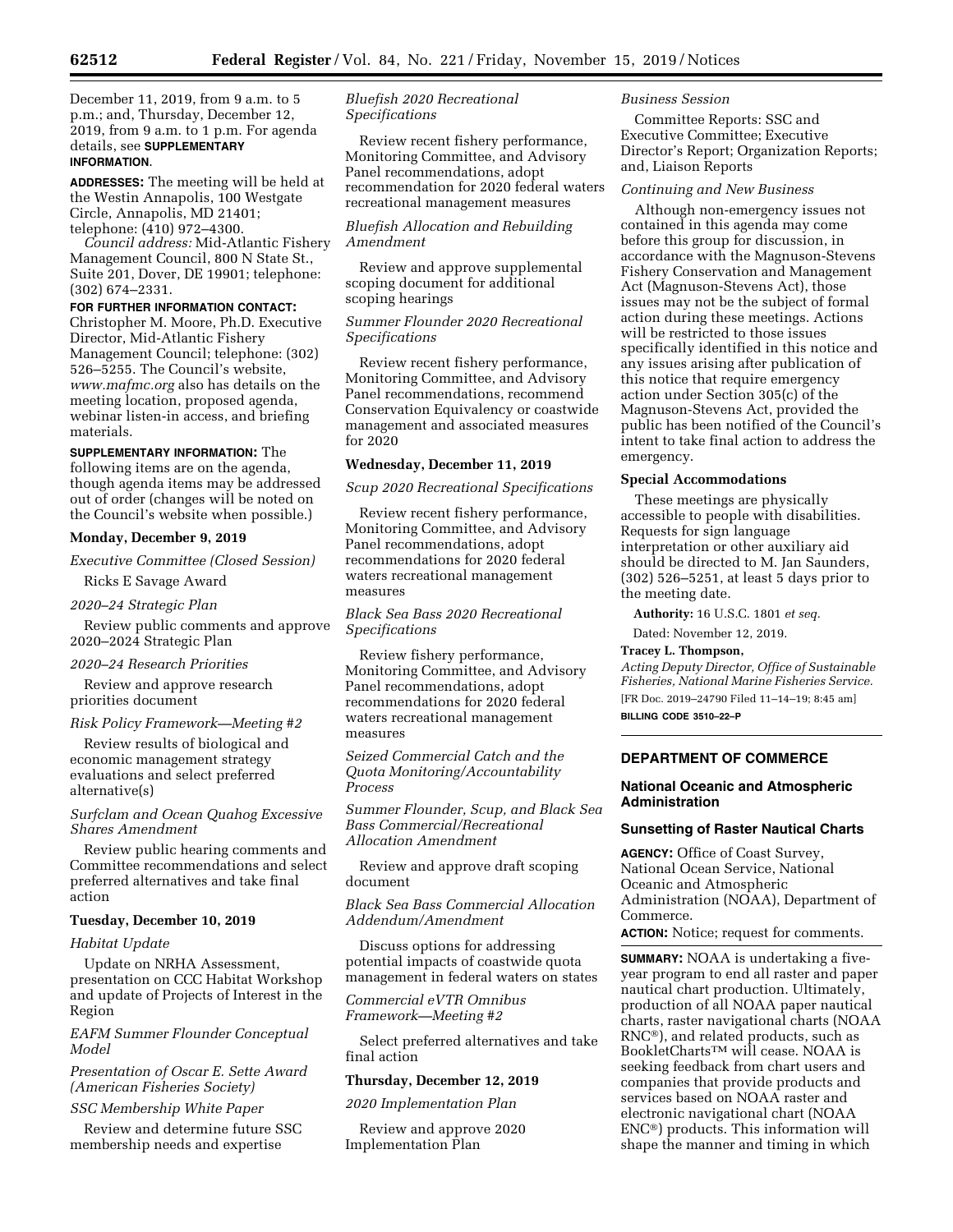December 11, 2019, from 9 a.m. to 5 p.m.; and, Thursday, December 12, 2019, from 9 a.m. to 1 p.m. For agenda details, see **SUPPLEMENTARY INFORMATION**.

**ADDRESSES:** The meeting will be held at the Westin Annapolis, 100 Westgate Circle, Annapolis, MD 21401; telephone: (410) 972–4300.

*Council address:* Mid-Atlantic Fishery Management Council, 800 N State St., Suite 201, Dover, DE 19901; telephone: (302) 674–2331.

**FOR FURTHER INFORMATION CONTACT:** Christopher M. Moore, Ph.D. Executive Director, Mid-Atlantic Fishery Management Council; telephone: (302) 526–5255. The Council's website, *www.mafmc.org* also has details on the meeting location, proposed agenda, webinar listen-in access, and briefing materials.

**SUPPLEMENTARY INFORMATION:** The following items are on the agenda, though agenda items may be addressed out of order (changes will be noted on the Council's website when possible.)

**Monday, December 9, 2019**

*Executive Committee (Closed Session)*

Ricks E Savage Award

*2020–24 Strategic Plan*

Review public comments and approve 2020–2024 Strategic Plan

*2020–24 Research Priorities*

Review and approve research priorities document

*Risk Policy Framework—Meeting #2*

Review results of biological and economic management strategy evaluations and select preferred alternative(s)

*Surfclam and Ocean Quahog Excessive Shares Amendment*

Review public hearing comments and Committee recommendations and select preferred alternatives and take final action

**Tuesday, December 10, 2019**

*Habitat Update*

Update on NRHA Assessment, presentation on CCC Habitat Workshop and update of Projects of Interest in the Region

*EAFM Summer Flounder Conceptual Model*

*Presentation of Oscar E. Sette Award (American Fisheries Society)*

*SSC Membership White Paper*

Review and determine future SSC membership needs and expertise

*Bluefish 2020 Recreational Specifications*

Review recent fishery performance, Monitoring Committee, and Advisory Panel recommendations, adopt recommendation for 2020 federal waters recreational management measures

*Bluefish Allocation and Rebuilding Amendment*

Review and approve supplemental scoping document for additional scoping hearings

*Summer Flounder 2020 Recreational Specifications*

Review recent fishery performance, Monitoring Committee, and Advisory Panel recommendations, recommend Conservation Equivalency or coastwide management and associated measures for 2020

**Wednesday, December 11, 2019**

*Scup 2020 Recreational Specifications*

Review recent fishery performance, Monitoring Committee, and Advisory Panel recommendations, adopt recommendations for 2020 federal waters recreational management measures

*Black Sea Bass 2020 Recreational Specifications*

Review fishery performance, Monitoring Committee, and Advisory Panel recommendations, adopt recommendations for 2020 federal waters recreational management measures

*Seized Commercial Catch and the Quota Monitoring/Accountability Process*

*Summer Flounder, Scup, and Black Sea Bass Commercial/Recreational Allocation Amendment*

Review and approve draft scoping document

*Black Sea Bass Commercial Allocation Addendum/Amendment*

Discuss options for addressing potential impacts of coastwide quota management in federal waters on states

*Commercial eVTR Omnibus Framework—Meeting #2*

Select preferred alternatives and take final action

**Thursday, December 12, 2019**

*2020 Implementation Plan*

Review and approve 2020 Implementation Plan

*Business Session*

Committee Reports: SSC and Executive Committee; Executive Director's Report; Organization Reports; and, Liaison Reports

*Continuing and New Business*

Although non-emergency issues not contained in this agenda may come before this group for discussion, in accordance with the Magnuson-Stevens Fishery Conservation and Management Act (Magnuson-Stevens Act), those issues may not be the subject of formal action during these meetings. Actions will be restricted to those issues specifically identified in this notice and any issues arising after publication of this notice that require emergency action under Section 305(c) of the Magnuson-Stevens Act, provided the public has been notified of the Council's intent to take final action to address the emergency.

**Special Accommodations**

These meetings are physically accessible to people with disabilities. Requests for sign language interpretation or other auxiliary aid should be directed to M. Jan Saunders, (302) 526–5251, at least 5 days prior to the meeting date.

**Authority:** 16 U.S.C. 1801 *et seq.*

Dated: November 12, 2019.

**Tracey L. Thompson,**

*Acting Deputy Director, Office of Sustainable Fisheries, National Marine Fisheries Service.*

[FR Doc. 2019–24790 Filed 11–14–19; 8:45 am]

**BILLING CODE 3510–22–P**

## DEPARTMENT OF COMMERCE

### National Oceanic and Atmospheric Administration

### Sunsetting of Raster Nautical Charts

**AGENCY:** Office of Coast Survey, National Ocean Service, National Oceanic and Atmospheric Administration (NOAA), Department of Commerce.

**ACTION:** Notice; request for comments.

**SUMMARY:** NOAA is undertaking a five-year program to end all raster and paper nautical chart production. Ultimately, production of all NOAA paper nautical charts, raster navigational charts (NOAA RNC®), and related products, such as BookletCharts™ will cease. NOAA is seeking feedback from chart users and companies that provide products and services based on NOAA raster and electronic navigational chart (NOAA ENC®) products. This information will shape the manner and timing in which